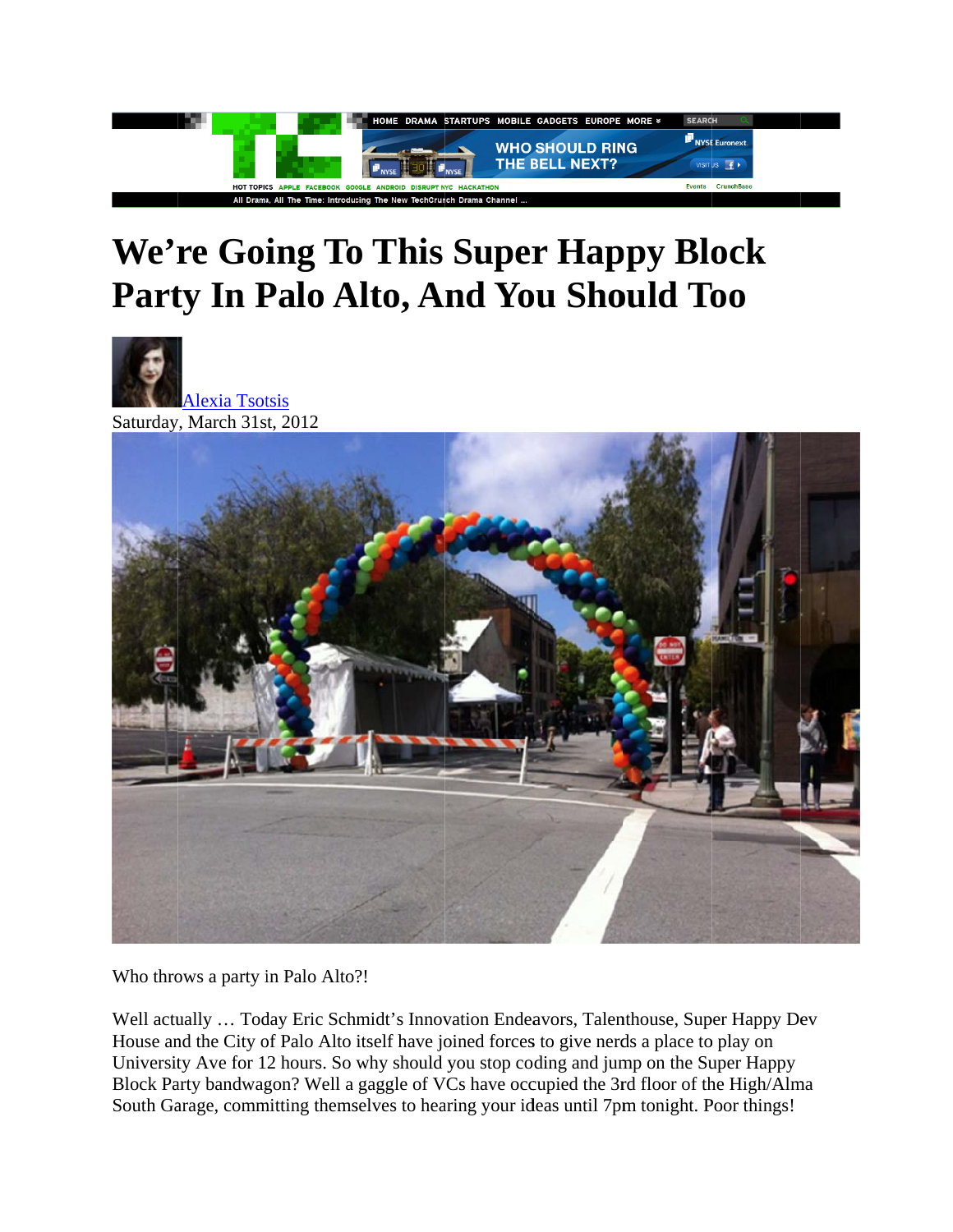# We're Going To This Super Happy Block Party In Palo Alto, And You Should Too

Alexia Tsotsis

Saturday, March 31st, 2012

Who throws a party in Palo Alto?!

Well actually … Today Eric Schmidt's Innovation Endeavors, Talenthouse, Super Happy Dev House and the City of Palo Alto itself have joined forces to give nerds a place to play on University Ave for 12 hours. So why should you stop coding and jump on the Super Happy Block Party bandwagon? Well a gaggle of VCs have occupied the 3rd floor of the High/Alma South Garage, committing themselves to hearing your ideas until 7pm tonight. Poor things!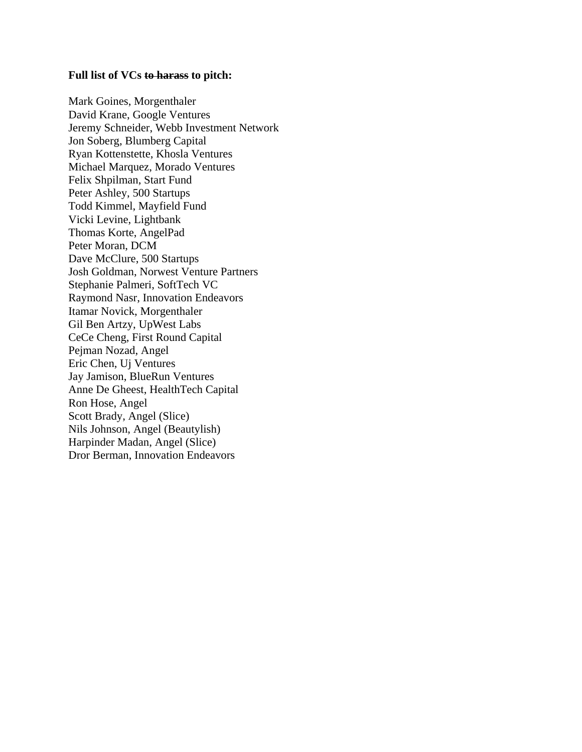**Full list of VCs ~~to harass~~ to pitch:**

Mark Goines, Morgenthaler
David Krane, Google Ventures
Jeremy Schneider, Webb Investment Network
Jon Soberg, Blumberg Capital
Ryan Kottenstette, Khosla Ventures
Michael Marquez, Morado Ventures
Felix Shpilman, Start Fund
Peter Ashley, 500 Startups
Todd Kimmel, Mayfield Fund
Vicki Levine, Lightbank
Thomas Korte, AngelPad
Peter Moran, DCM
Dave McClure, 500 Startups
Josh Goldman, Norwest Venture Partners
Stephanie Palmeri, SoftTech VC
Raymond Nasr, Innovation Endeavors
Itamar Novick, Morgenthaler
Gil Ben Artzy, UpWest Labs
CeCe Cheng, First Round Capital
Pejman Nozad, Angel
Eric Chen, Uj Ventures
Jay Jamison, BlueRun Ventures
Anne De Gheest, HealthTech Capital
Ron Hose, Angel
Scott Brady, Angel (Slice)
Nils Johnson, Angel (Beautylish)
Harpinder Madan, Angel (Slice)
Dror Berman, Innovation Endeavors